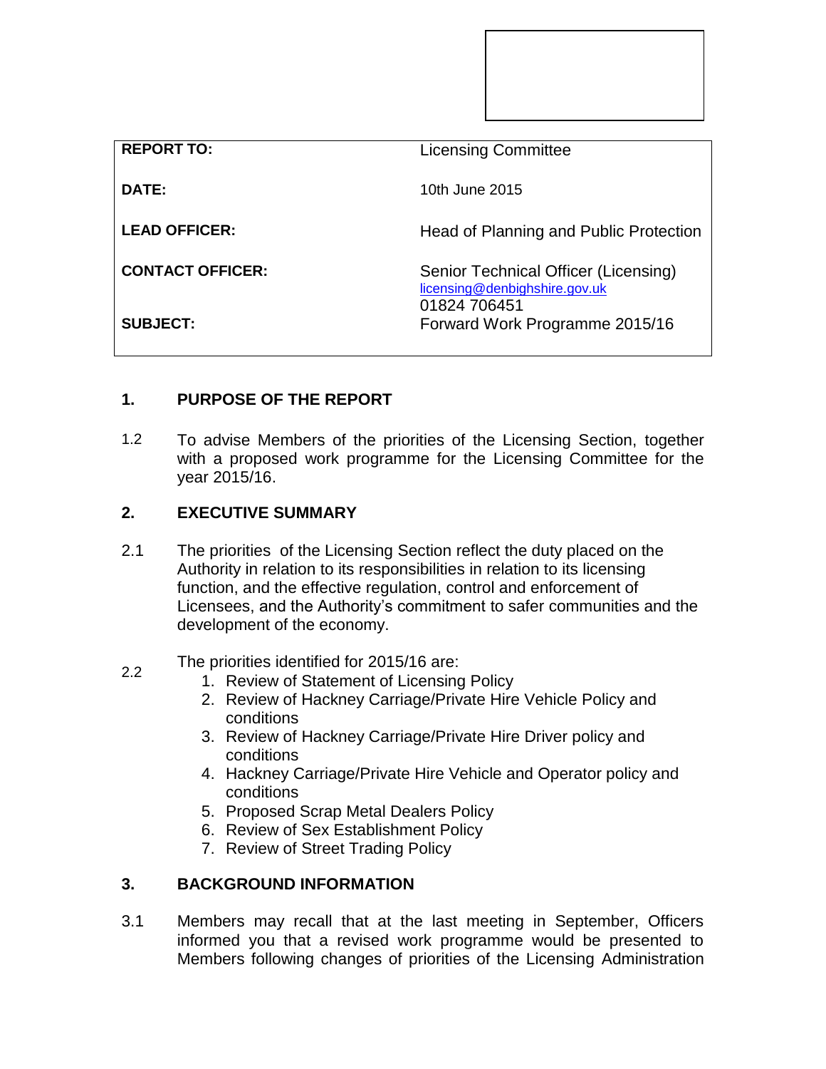| | |
|---|---|
| **REPORT TO:** | Licensing Committee |
| **DATE:** | 10th June 2015 |
| **LEAD OFFICER:** | Head of Planning and Public Protection |
| **CONTACT OFFICER:** | Senior Technical Officer (Licensing)<br>licensing@denbighshire.gov.uk<br>01824 706451 |
| **SUBJECT:** | Forward Work Programme 2015/16 |

## 1. PURPOSE OF THE REPORT

1.2 To advise Members of the priorities of the Licensing Section, together with a proposed work programme for the Licensing Committee for the year 2015/16.

## 2. EXECUTIVE SUMMARY

2.1 The priorities of the Licensing Section reflect the duty placed on the Authority in relation to its responsibilities in relation to its licensing function, and the effective regulation, control and enforcement of Licensees, and the Authority's commitment to safer communities and the development of the economy.

2.2 The priorities identified for 2015/16 are:

1. Review of Statement of Licensing Policy
2. Review of Hackney Carriage/Private Hire Vehicle Policy and conditions
3. Review of Hackney Carriage/Private Hire Driver policy and conditions
4. Hackney Carriage/Private Hire Vehicle and Operator policy and conditions
5. Proposed Scrap Metal Dealers Policy
6. Review of Sex Establishment Policy
7. Review of Street Trading Policy

## 3. BACKGROUND INFORMATION

3.1 Members may recall that at the last meeting in September, Officers informed you that a revised work programme would be presented to Members following changes of priorities of the Licensing Administration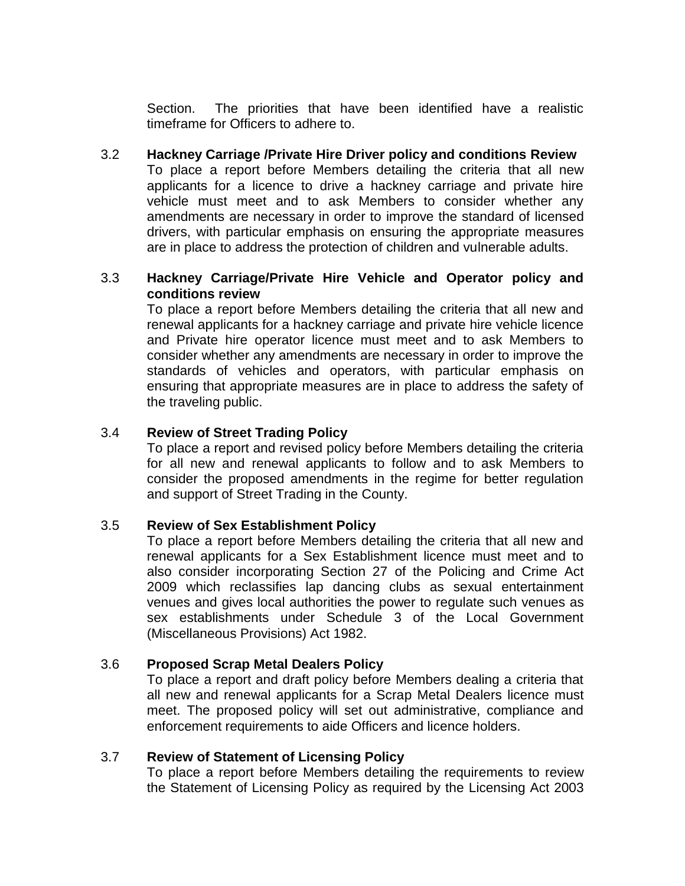Section. The priorities that have been identified have a realistic timeframe for Officers to adhere to.

3.2 **Hackney Carriage /Private Hire Driver policy and conditions Review**

To place a report before Members detailing the criteria that all new applicants for a licence to drive a hackney carriage and private hire vehicle must meet and to ask Members to consider whether any amendments are necessary in order to improve the standard of licensed drivers, with particular emphasis on ensuring the appropriate measures are in place to address the protection of children and vulnerable adults.

3.3 **Hackney Carriage/Private Hire Vehicle and Operator policy and conditions review**

To place a report before Members detailing the criteria that all new and renewal applicants for a hackney carriage and private hire vehicle licence and Private hire operator licence must meet and to ask Members to consider whether any amendments are necessary in order to improve the standards of vehicles and operators, with particular emphasis on ensuring that appropriate measures are in place to address the safety of the traveling public.

3.4 **Review of Street Trading Policy**

To place a report and revised policy before Members detailing the criteria for all new and renewal applicants to follow and to ask Members to consider the proposed amendments in the regime for better regulation and support of Street Trading in the County.

3.5 **Review of Sex Establishment Policy**

To place a report before Members detailing the criteria that all new and renewal applicants for a Sex Establishment licence must meet and to also consider incorporating Section 27 of the Policing and Crime Act 2009 which reclassifies lap dancing clubs as sexual entertainment venues and gives local authorities the power to regulate such venues as sex establishments under Schedule 3 of the Local Government (Miscellaneous Provisions) Act 1982.

3.6 **Proposed Scrap Metal Dealers Policy**

To place a report and draft policy before Members dealing a criteria that all new and renewal applicants for a Scrap Metal Dealers licence must meet. The proposed policy will set out administrative, compliance and enforcement requirements to aide Officers and licence holders.

3.7 **Review of Statement of Licensing Policy**

To place a report before Members detailing the requirements to review the Statement of Licensing Policy as required by the Licensing Act 2003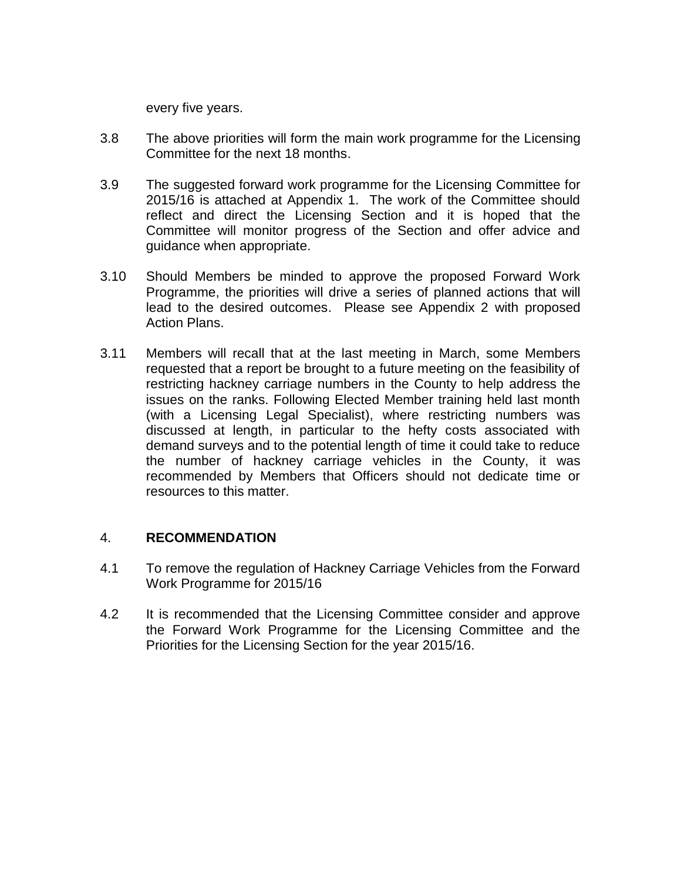every five years.

3.8 The above priorities will form the main work programme for the Licensing Committee for the next 18 months.

3.9 The suggested forward work programme for the Licensing Committee for 2015/16 is attached at Appendix 1. The work of the Committee should reflect and direct the Licensing Section and it is hoped that the Committee will monitor progress of the Section and offer advice and guidance when appropriate.

3.10 Should Members be minded to approve the proposed Forward Work Programme, the priorities will drive a series of planned actions that will lead to the desired outcomes. Please see Appendix 2 with proposed Action Plans.

3.11 Members will recall that at the last meeting in March, some Members requested that a report be brought to a future meeting on the feasibility of restricting hackney carriage numbers in the County to help address the issues on the ranks. Following Elected Member training held last month (with a Licensing Legal Specialist), where restricting numbers was discussed at length, in particular to the hefty costs associated with demand surveys and to the potential length of time it could take to reduce the number of hackney carriage vehicles in the County, it was recommended by Members that Officers should not dedicate time or resources to this matter.

## 4. RECOMMENDATION

4.1 To remove the regulation of Hackney Carriage Vehicles from the Forward Work Programme for 2015/16

4.2 It is recommended that the Licensing Committee consider and approve the Forward Work Programme for the Licensing Committee and the Priorities for the Licensing Section for the year 2015/16.